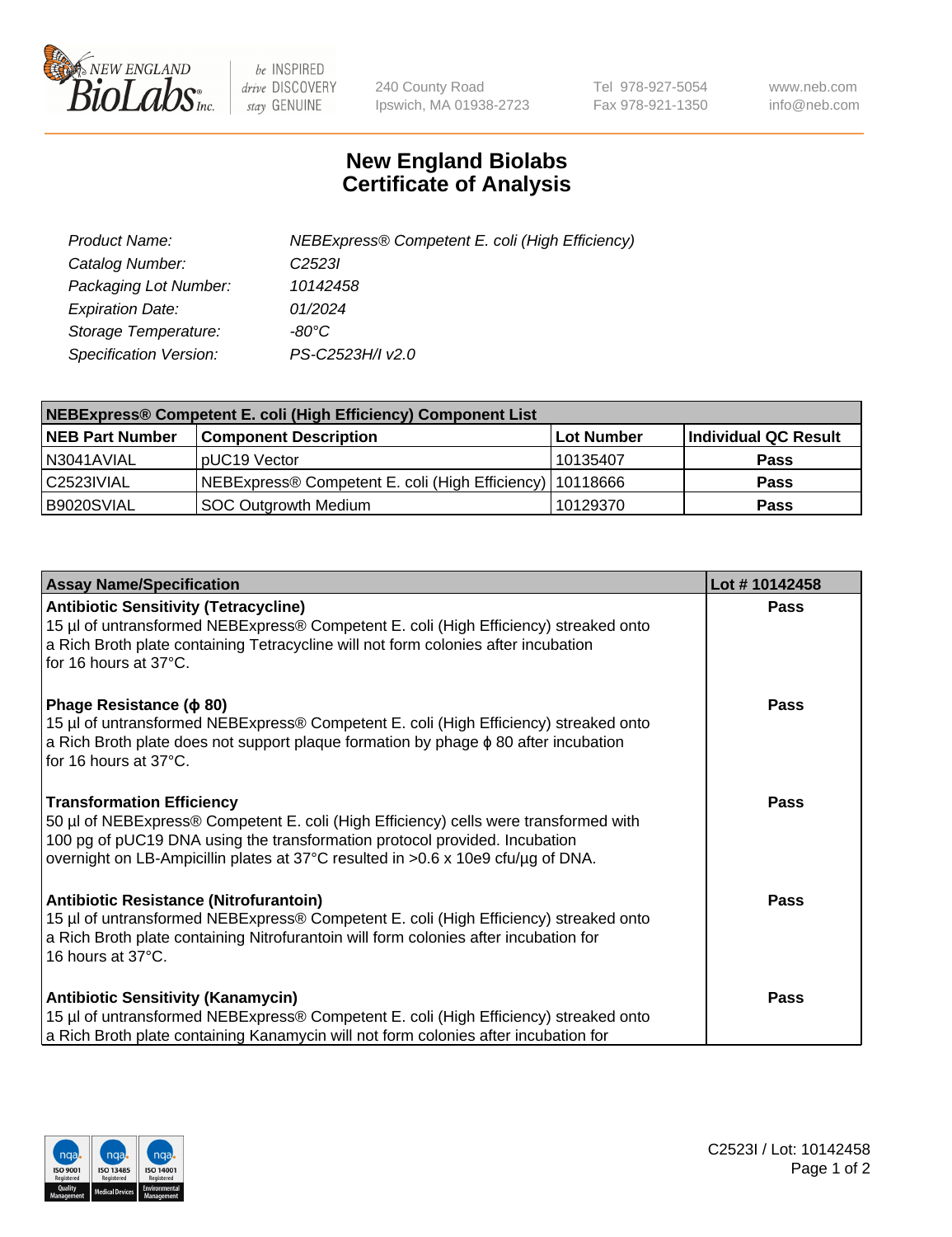# New England Biolabs
# Certificate of Analysis

| | |
|---|---|
| *Product Name:* | *NEBExpress® Competent E. coli (High Efficiency)* |
| *Catalog Number:* | *C2523I* |
| *Packaging Lot Number:* | *10142458* |
| *Expiration Date:* | *01/2024* |
| *Storage Temperature:* | *-80°C* |
| *Specification Version:* | *PS-C2523H/I v2.0* |

| **NEBExpress® Competent E. coli (High Efficiency) Component List** | | | |
|---|---|---|---|
| **NEB Part Number** | **Component Description** | **Lot Number** | **Individual QC Result** |
| N3041AVIAL | pUC19 Vector | 10135407 | **Pass** |
| C2523IVIAL | NEBExpress® Competent E. coli (High Efficiency) | 10118666 | **Pass** |
| B9020SVIAL | SOC Outgrowth Medium | 10129370 | **Pass** |

| **Assay Name/Specification** | **Lot # 10142458** |
|---|---|
| **Antibiotic Sensitivity (Tetracycline)** 15 µl of untransformed NEBExpress® Competent E. coli (High Efficiency) streaked onto a Rich Broth plate containing Tetracycline will not form colonies after incubation for 16 hours at 37°C. | **Pass** |
| **Phage Resistance (ϕ 80)** 15 µl of untransformed NEBExpress® Competent E. coli (High Efficiency) streaked onto a Rich Broth plate does not support plaque formation by phage ϕ 80 after incubation for 16 hours at 37°C. | **Pass** |
| **Transformation Efficiency** 50 µl of NEBExpress® Competent E. coli (High Efficiency) cells were transformed with 100 pg of pUC19 DNA using the transformation protocol provided. Incubation overnight on LB-Ampicillin plates at 37°C resulted in >0.6 x 10e9 cfu/µg of DNA. | **Pass** |
| **Antibiotic Resistance (Nitrofurantoin)** 15 µl of untransformed NEBExpress® Competent E. coli (High Efficiency) streaked onto a Rich Broth plate containing Nitrofurantoin will form colonies after incubation for 16 hours at 37°C. | **Pass** |
| **Antibiotic Sensitivity (Kanamycin)** 15 µl of untransformed NEBExpress® Competent E. coli (High Efficiency) streaked onto a Rich Broth plate containing Kanamycin will not form colonies after incubation for | **Pass** |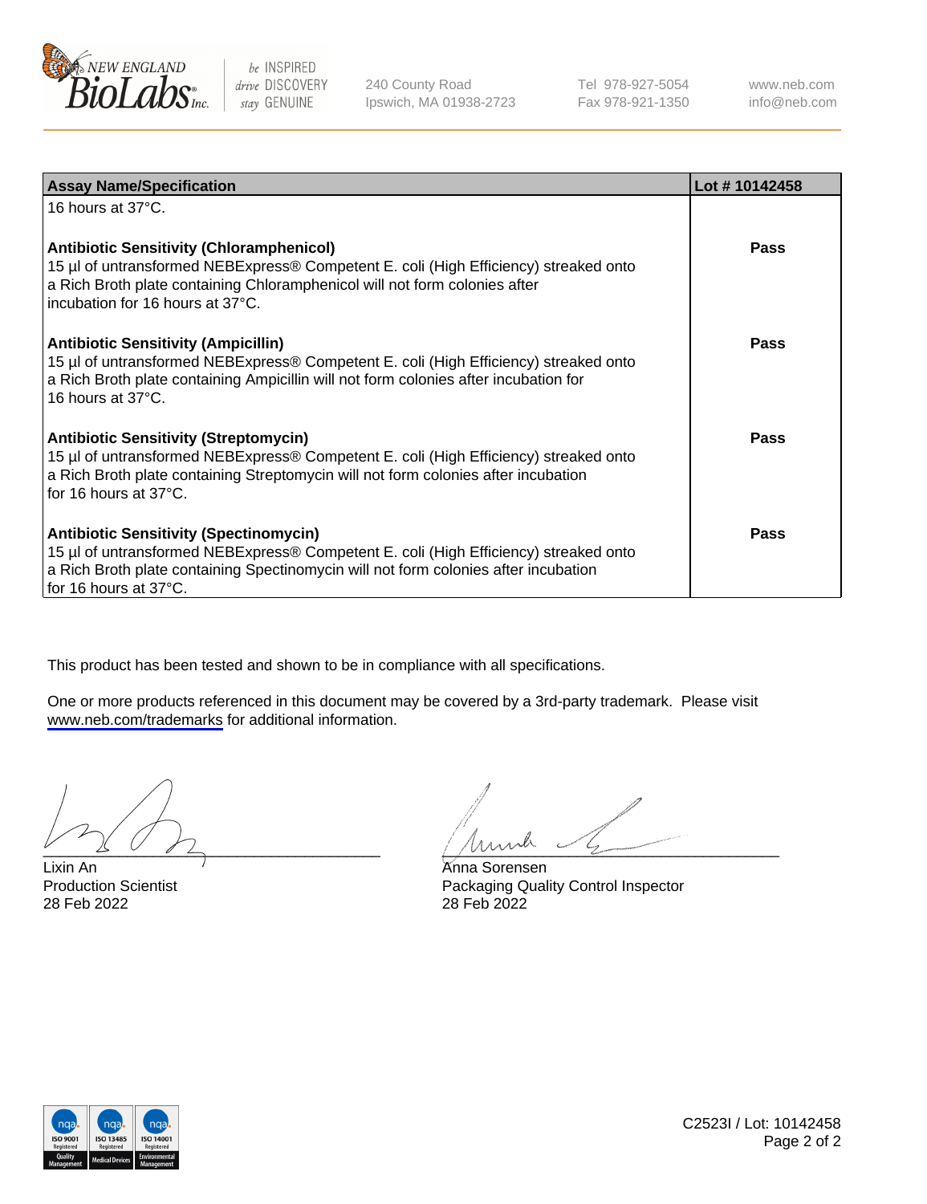| Assay Name/Specification | Lot # 10142458 |
|---|---|
| 16 hours at 37°C. | |
| **Antibiotic Sensitivity (Chloramphenicol)**<br>15 µl of untransformed NEBExpress® Competent E. coli (High Efficiency) streaked onto a Rich Broth plate containing Chloramphenicol will not form colonies after incubation for 16 hours at 37°C. | **Pass** |
| **Antibiotic Sensitivity (Ampicillin)**<br>15 µl of untransformed NEBExpress® Competent E. coli (High Efficiency) streaked onto a Rich Broth plate containing Ampicillin will not form colonies after incubation for 16 hours at 37°C. | **Pass** |
| **Antibiotic Sensitivity (Streptomycin)**<br>15 µl of untransformed NEBExpress® Competent E. coli (High Efficiency) streaked onto a Rich Broth plate containing Streptomycin will not form colonies after incubation for 16 hours at 37°C. | **Pass** |
| **Antibiotic Sensitivity (Spectinomycin)**<br>15 µl of untransformed NEBExpress® Competent E. coli (High Efficiency) streaked onto a Rich Broth plate containing Spectinomycin will not form colonies after incubation for 16 hours at 37°C. | **Pass** |

This product has been tested and shown to be in compliance with all specifications.

One or more products referenced in this document may be covered by a 3rd-party trademark. Please visit www.neb.com/trademarks for additional information.

Lixin An
Production Scientist
28 Feb 2022

Anna Sorensen
Packaging Quality Control Inspector
28 Feb 2022

C2523I / Lot: 10142458